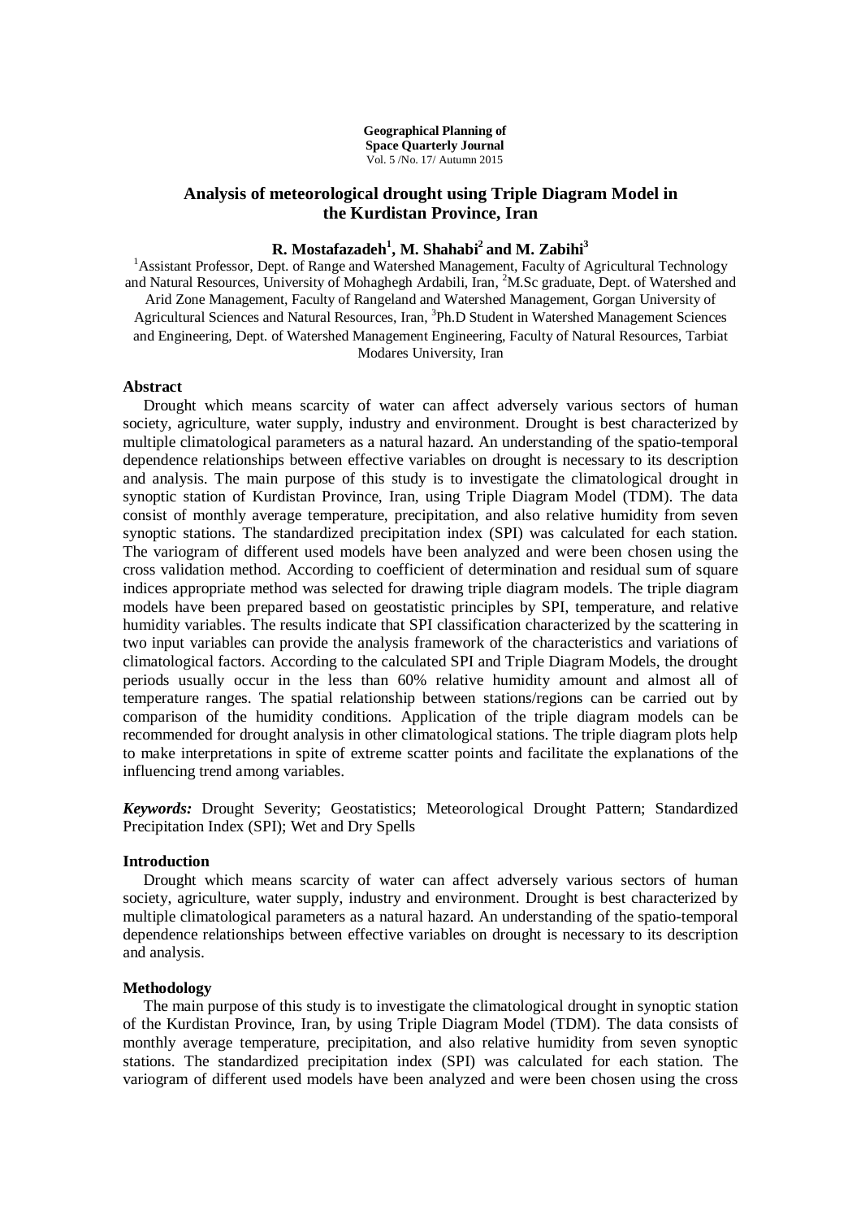**Geographical Planning of Space Quarterly Journal**
Vol. 5 /No. 17/ Autumn 2015

# Analysis of meteorological drought using Triple Diagram Model in the Kurdistan Province, Iran

**R. Mostafazadeh[1], M. Shahabi[2] and M. Zabihi[3]**

[1]Assistant Professor, Dept. of Range and Watershed Management, Faculty of Agricultural Technology and Natural Resources, University of Mohaghegh Ardabili, Iran, [2]M.Sc graduate, Dept. of Watershed and Arid Zone Management, Faculty of Rangeland and Watershed Management, Gorgan University of Agricultural Sciences and Natural Resources, Iran, [3]Ph.D Student in Watershed Management Sciences and Engineering, Dept. of Watershed Management Engineering, Faculty of Natural Resources, Tarbiat Modares University, Iran

## Abstract

Drought which means scarcity of water can affect adversely various sectors of human society, agriculture, water supply, industry and environment. Drought is best characterized by multiple climatological parameters as a natural hazard. An understanding of the spatio-temporal dependence relationships between effective variables on drought is necessary to its description and analysis. The main purpose of this study is to investigate the climatological drought in synoptic station of Kurdistan Province, Iran, using Triple Diagram Model (TDM). The data consist of monthly average temperature, precipitation, and also relative humidity from seven synoptic stations. The standardized precipitation index (SPI) was calculated for each station. The variogram of different used models have been analyzed and were been chosen using the cross validation method. According to coefficient of determination and residual sum of square indices appropriate method was selected for drawing triple diagram models. The triple diagram models have been prepared based on geostatistic principles by SPI, temperature, and relative humidity variables. The results indicate that SPI classification characterized by the scattering in two input variables can provide the analysis framework of the characteristics and variations of climatological factors. According to the calculated SPI and Triple Diagram Models, the drought periods usually occur in the less than 60% relative humidity amount and almost all of temperature ranges. The spatial relationship between stations/regions can be carried out by comparison of the humidity conditions. Application of the triple diagram models can be recommended for drought analysis in other climatological stations. The triple diagram plots help to make interpretations in spite of extreme scatter points and facilitate the explanations of the influencing trend among variables.

***Keywords:*** Drought Severity; Geostatistics; Meteorological Drought Pattern; Standardized Precipitation Index (SPI); Wet and Dry Spells

## Introduction

Drought which means scarcity of water can affect adversely various sectors of human society, agriculture, water supply, industry and environment. Drought is best characterized by multiple climatological parameters as a natural hazard. An understanding of the spatio-temporal dependence relationships between effective variables on drought is necessary to its description and analysis.

## Methodology

The main purpose of this study is to investigate the climatological drought in synoptic station of the Kurdistan Province, Iran, by using Triple Diagram Model (TDM). The data consists of monthly average temperature, precipitation, and also relative humidity from seven synoptic stations. The standardized precipitation index (SPI) was calculated for each station. The variogram of different used models have been analyzed and were been chosen using the cross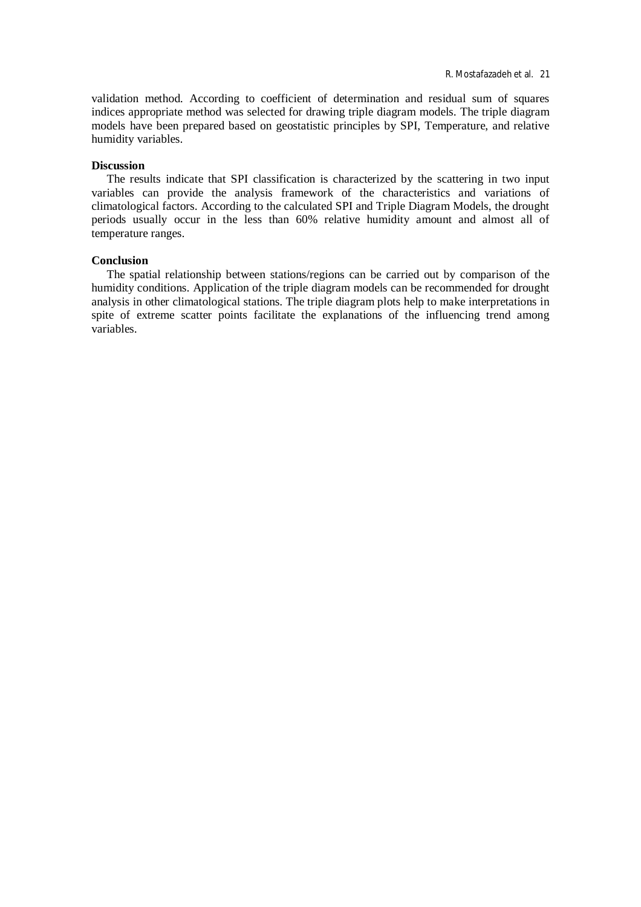validation method. According to coefficient of determination and residual sum of squares indices appropriate method was selected for drawing triple diagram models. The triple diagram models have been prepared based on geostatistic principles by SPI, Temperature, and relative humidity variables.

**Discussion**

The results indicate that SPI classification is characterized by the scattering in two input variables can provide the analysis framework of the characteristics and variations of climatological factors. According to the calculated SPI and Triple Diagram Models, the drought periods usually occur in the less than 60% relative humidity amount and almost all of temperature ranges.

**Conclusion**

The spatial relationship between stations/regions can be carried out by comparison of the humidity conditions. Application of the triple diagram models can be recommended for drought analysis in other climatological stations. The triple diagram plots help to make interpretations in spite of extreme scatter points facilitate the explanations of the influencing trend among variables.